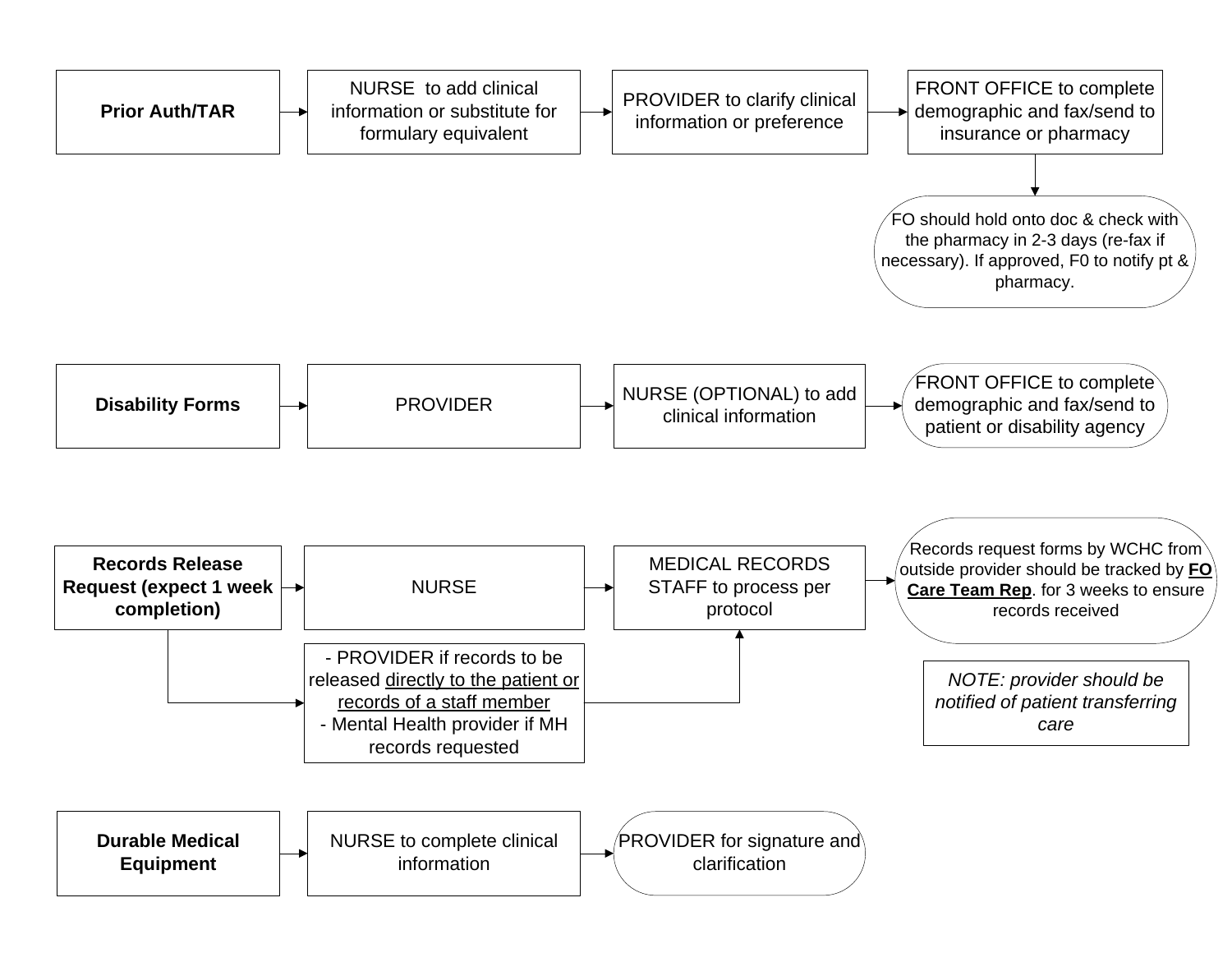## Prior Auth/TAR

1. NURSE to add clinical information or substitute for formulary equivalent
2. PROVIDER to clarify clinical information or preference
3. FRONT OFFICE to complete demographic and fax/send to insurance or pharmacy
4. FO should hold onto doc & check with the pharmacy in 2-3 days (re-fax if necessary). If approved, F0 to notify pt & pharmacy.

## Disability Forms

1. PROVIDER
2. NURSE (OPTIONAL) to add clinical information
3. FRONT OFFICE to complete demographic and fax/send to patient or disability agency

## Records Release Request (expect 1 week completion)

1. NURSE
   - Or: - PROVIDER if records to be released <u>directly to the patient or records of a staff member</u>
     - Mental Health provider if MH records requested
2. MEDICAL RECORDS STAFF to process per protocol
3. Records request forms by WCHC from outside provider should be tracked by **<u>FO Care Team Rep</u>**. for 3 weeks to ensure records received

*NOTE: provider should be notified of patient transferring care*

## Durable Medical Equipment

1. NURSE to complete clinical information
2. PROVIDER for signature and clarification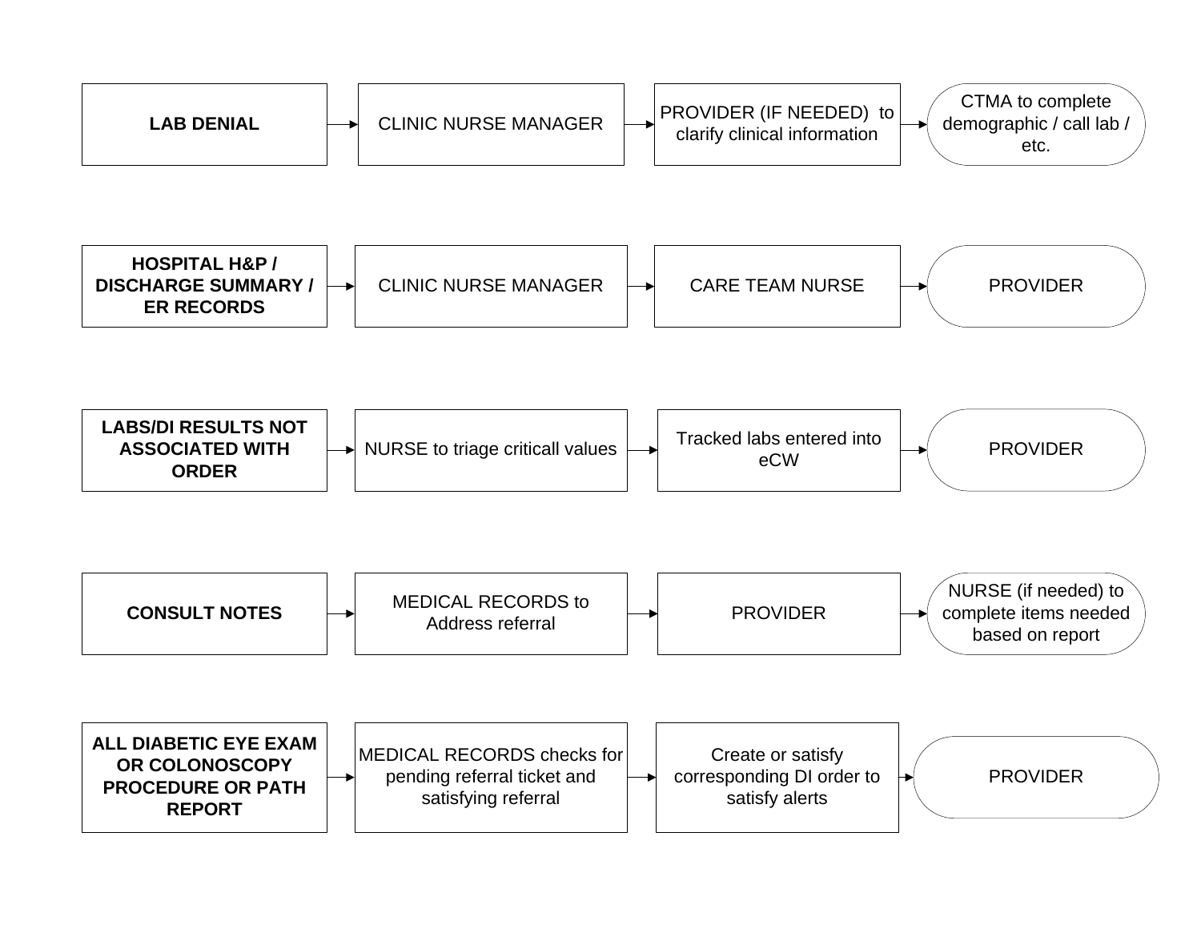**LAB DENIAL** → CLINIC NURSE MANAGER → PROVIDER (IF NEEDED) to clarify clinical information → CTMA to complete demographic / call lab / etc.

**HOSPITAL H&P / DISCHARGE SUMMARY / ER RECORDS** → CLINIC NURSE MANAGER → CARE TEAM NURSE → PROVIDER

**LABS/DI RESULTS NOT ASSOCIATED WITH ORDER** → NURSE to triage criticall values → Tracked labs entered into eCW → PROVIDER

**CONSULT NOTES** → MEDICAL RECORDS to Address referral → PROVIDER → NURSE (if needed) to complete items needed based on report

**ALL DIABETIC EYE EXAM OR COLONOSCOPY PROCEDURE OR PATH REPORT** → MEDICAL RECORDS checks for pending referral ticket and satisfying referral → Create or satisfy corresponding DI order to satisfy alerts → PROVIDER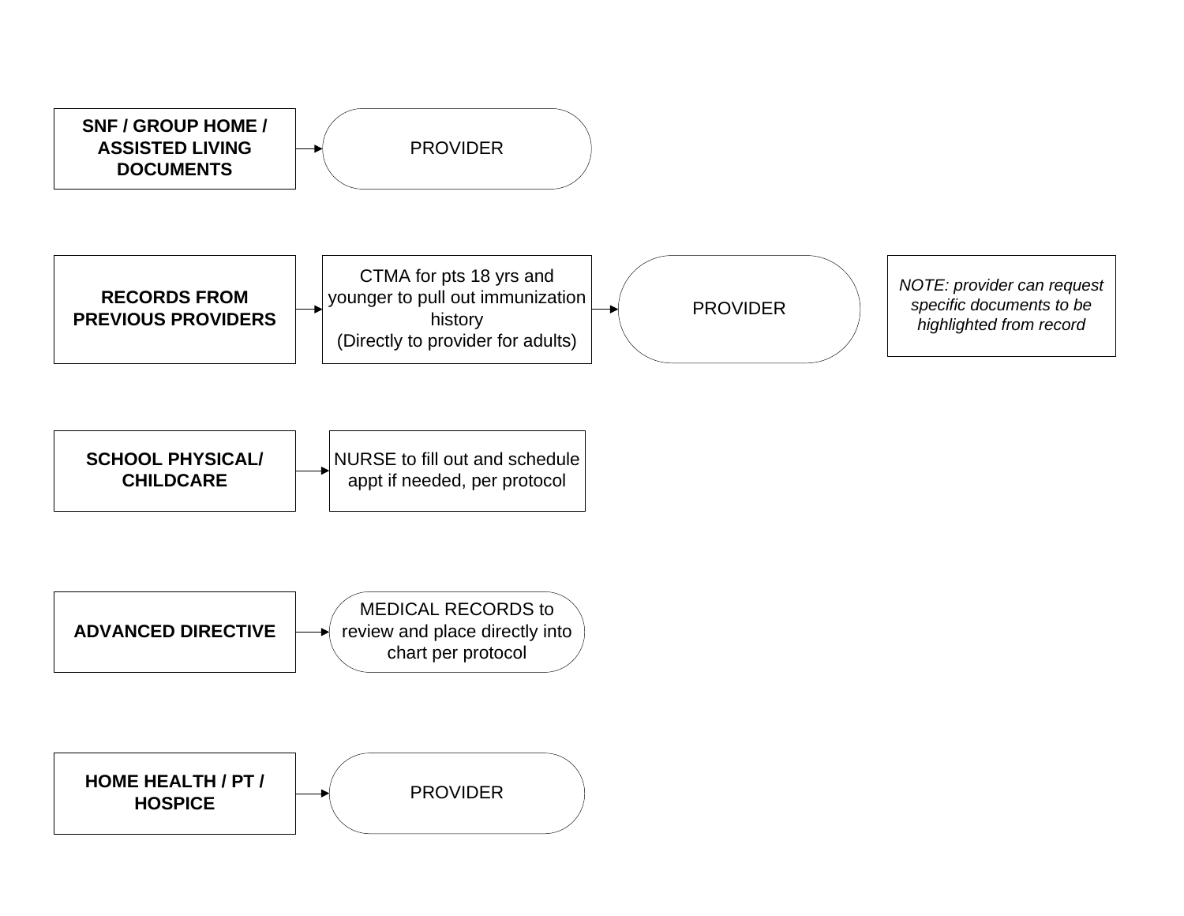**SNF / GROUP HOME / ASSISTED LIVING DOCUMENTS** → PROVIDER

**RECORDS FROM PREVIOUS PROVIDERS** → CTMA for pts 18 yrs and younger to pull out immunization history (Directly to provider for adults) → PROVIDER

*NOTE: provider can request specific documents to be highlighted from record*

**SCHOOL PHYSICAL/ CHILDCARE** → NURSE to fill out and schedule appt if needed, per protocol

**ADVANCED DIRECTIVE** → MEDICAL RECORDS to review and place directly into chart per protocol

**HOME HEALTH / PT / HOSPICE** → PROVIDER